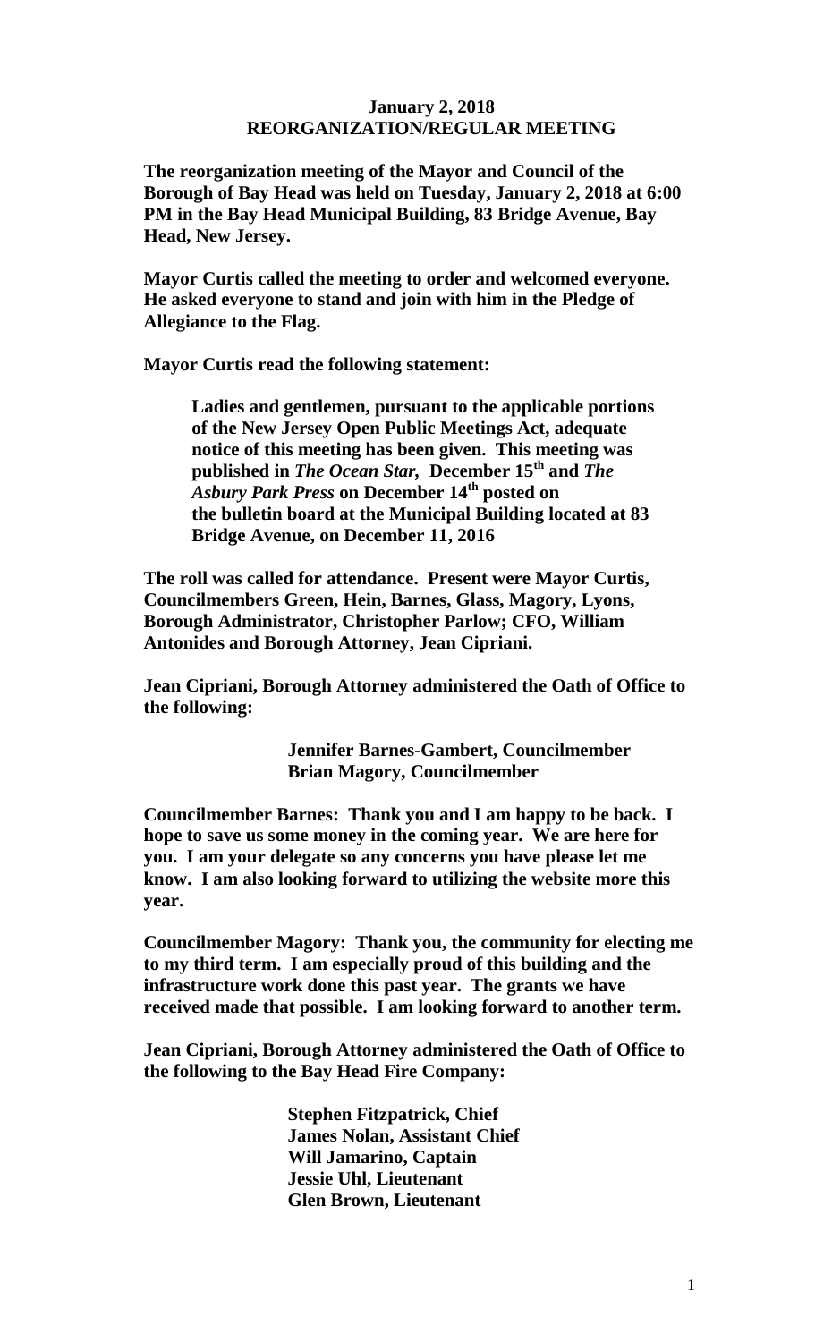**January 2, 2018**
**REORGANIZATION/REGULAR MEETING**

**The reorganization meeting of the Mayor and Council of the Borough of Bay Head was held on Tuesday, January 2, 2018 at 6:00 PM in the Bay Head Municipal Building, 83 Bridge Avenue, Bay Head, New Jersey.**

**Mayor Curtis called the meeting to order and welcomed everyone. He asked everyone to stand and join with him in the Pledge of Allegiance to the Flag.**

**Mayor Curtis read the following statement:**

> **Ladies and gentlemen, pursuant to the applicable portions of the New Jersey Open Public Meetings Act, adequate notice of this meeting has been given. This meeting was published in *The Ocean Star,* December 15th and *The Asbury Park Press* on December 14th posted on the bulletin board at the Municipal Building located at 83 Bridge Avenue, on December 11, 2016**

**The roll was called for attendance. Present were Mayor Curtis, Councilmembers Green, Hein, Barnes, Glass, Magory, Lyons, Borough Administrator, Christopher Parlow; CFO, William Antonides and Borough Attorney, Jean Cipriani.**

**Jean Cipriani, Borough Attorney administered the Oath of Office to the following:**

> **Jennifer Barnes-Gambert, Councilmember**
> **Brian Magory, Councilmember**

**Councilmember Barnes: Thank you and I am happy to be back. I hope to save us some money in the coming year. We are here for you. I am your delegate so any concerns you have please let me know. I am also looking forward to utilizing the website more this year.**

**Councilmember Magory: Thank you, the community for electing me to my third term. I am especially proud of this building and the infrastructure work done this past year. The grants we have received made that possible. I am looking forward to another term.**

**Jean Cipriani, Borough Attorney administered the Oath of Office to the following to the Bay Head Fire Company:**

> **Stephen Fitzpatrick, Chief**
> **James Nolan, Assistant Chief**
> **Will Jamarino, Captain**
> **Jessie Uhl, Lieutenant**
> **Glen Brown, Lieutenant**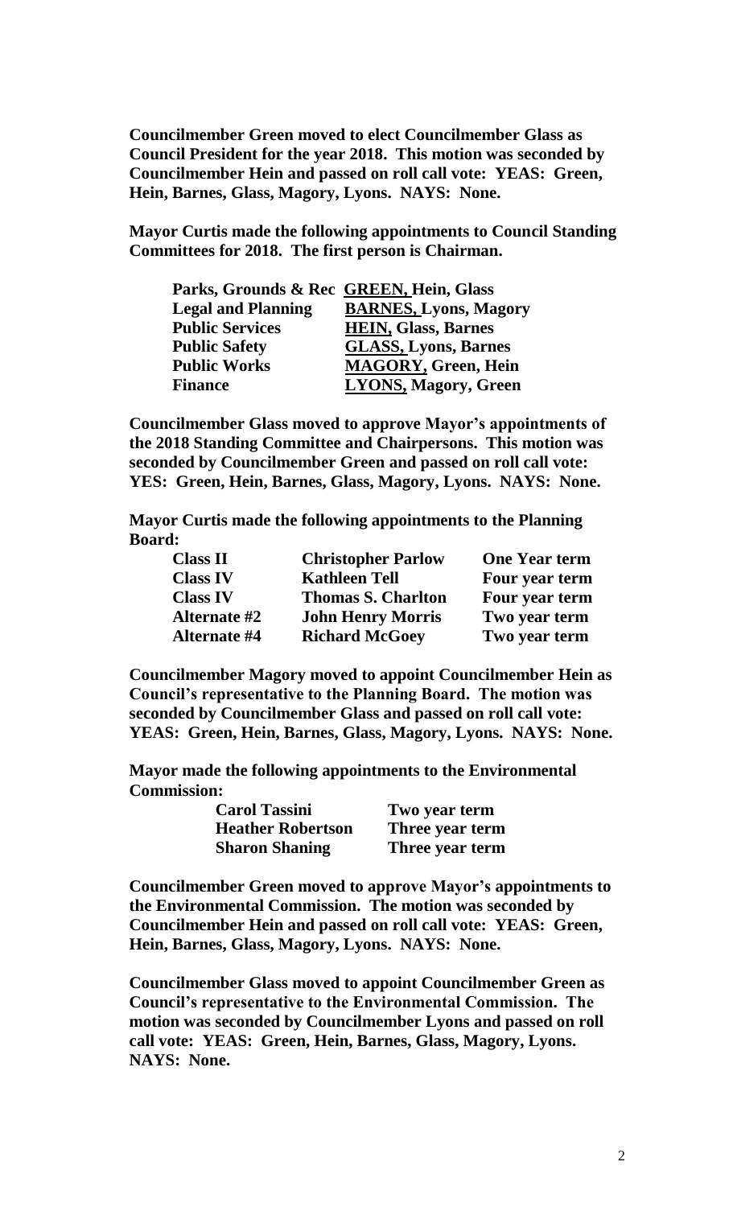**Councilmember Green moved to elect Councilmember Glass as Council President for the year 2018. This motion was seconded by Councilmember Hein and passed on roll call vote: YEAS: Green, Hein, Barnes, Glass, Magory, Lyons. NAYS: None.**

**Mayor Curtis made the following appointments to Council Standing Committees for 2018. The first person is Chairman.**

| | |
|---|---|
| **Parks, Grounds & Rec** | **GREEN, Hein, Glass** |
| **Legal and Planning** | **BARNES, Lyons, Magory** |
| **Public Services** | **HEIN, Glass, Barnes** |
| **Public Safety** | **GLASS, Lyons, Barnes** |
| **Public Works** | **MAGORY, Green, Hein** |
| **Finance** | **LYONS, Magory, Green** |

**Councilmember Glass moved to approve Mayor's appointments of the 2018 Standing Committee and Chairpersons. This motion was seconded by Councilmember Green and passed on roll call vote: YES: Green, Hein, Barnes, Glass, Magory, Lyons. NAYS: None.**

**Mayor Curtis made the following appointments to the Planning Board:**

| | | |
|---|---|---|
| **Class II** | **Christopher Parlow** | **One Year term** |
| **Class IV** | **Kathleen Tell** | **Four year term** |
| **Class IV** | **Thomas S. Charlton** | **Four year term** |
| **Alternate #2** | **John Henry Morris** | **Two year term** |
| **Alternate #4** | **Richard McGoey** | **Two year term** |

**Councilmember Magory moved to appoint Councilmember Hein as Council's representative to the Planning Board. The motion was seconded by Councilmember Glass and passed on roll call vote: YEAS: Green, Hein, Barnes, Glass, Magory, Lyons. NAYS: None.**

**Mayor made the following appointments to the Environmental Commission:**

| | |
|---|---|
| **Carol Tassini** | **Two year term** |
| **Heather Robertson** | **Three year term** |
| **Sharon Shaning** | **Three year term** |

**Councilmember Green moved to approve Mayor's appointments to the Environmental Commission. The motion was seconded by Councilmember Hein and passed on roll call vote: YEAS: Green, Hein, Barnes, Glass, Magory, Lyons. NAYS: None.**

**Councilmember Glass moved to appoint Councilmember Green as Council's representative to the Environmental Commission. The motion was seconded by Councilmember Lyons and passed on roll call vote: YEAS: Green, Hein, Barnes, Glass, Magory, Lyons. NAYS: None.**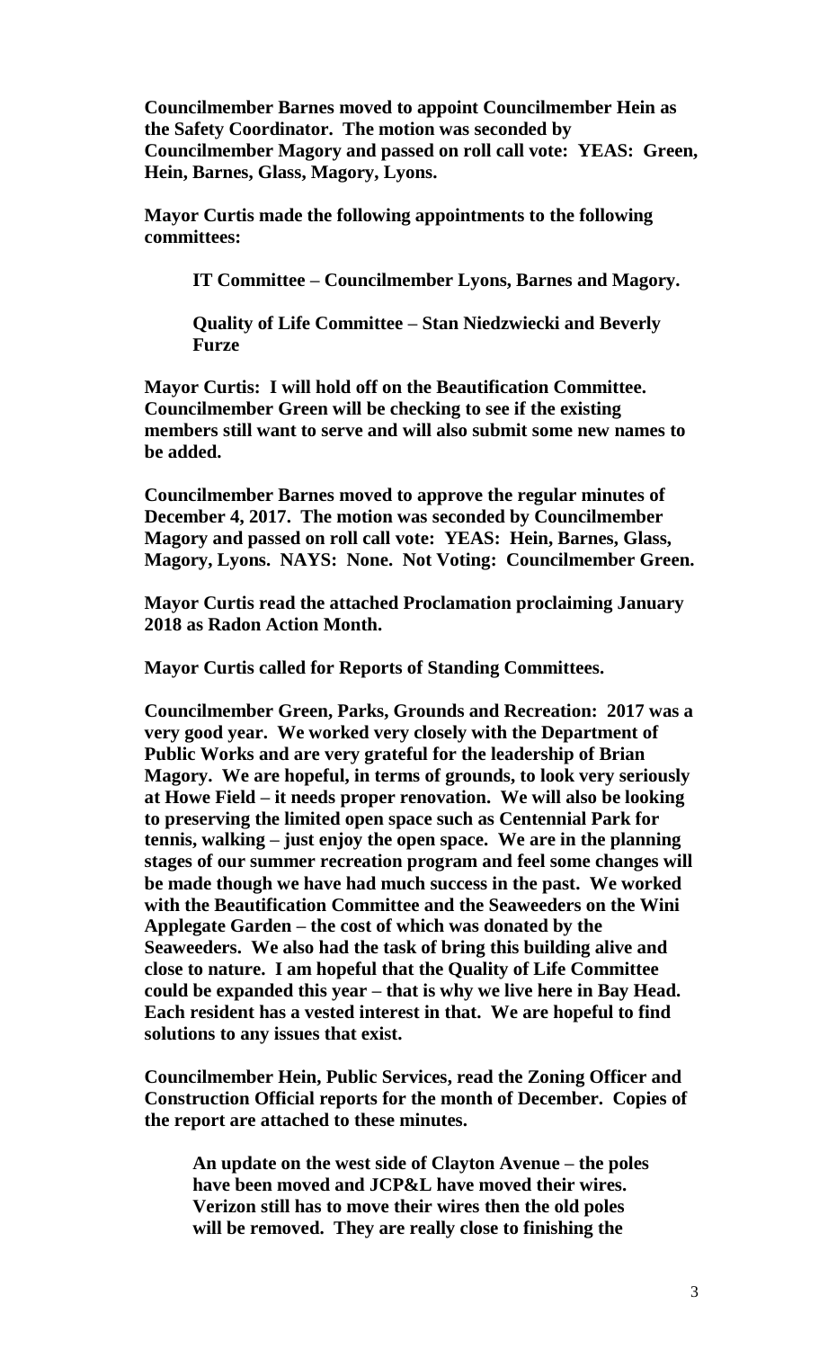**Councilmember Barnes moved to appoint Councilmember Hein as the Safety Coordinator. The motion was seconded by Councilmember Magory and passed on roll call vote: YEAS: Green, Hein, Barnes, Glass, Magory, Lyons.**

**Mayor Curtis made the following appointments to the following committees:**

> **IT Committee – Councilmember Lyons, Barnes and Magory.**
>
> **Quality of Life Committee – Stan Niedzwiecki and Beverly Furze**

**Mayor Curtis: I will hold off on the Beautification Committee. Councilmember Green will be checking to see if the existing members still want to serve and will also submit some new names to be added.**

**Councilmember Barnes moved to approve the regular minutes of December 4, 2017. The motion was seconded by Councilmember Magory and passed on roll call vote: YEAS: Hein, Barnes, Glass, Magory, Lyons. NAYS: None. Not Voting: Councilmember Green.**

**Mayor Curtis read the attached Proclamation proclaiming January 2018 as Radon Action Month.**

**Mayor Curtis called for Reports of Standing Committees.**

**Councilmember Green, Parks, Grounds and Recreation: 2017 was a very good year. We worked very closely with the Department of Public Works and are very grateful for the leadership of Brian Magory. We are hopeful, in terms of grounds, to look very seriously at Howe Field – it needs proper renovation. We will also be looking to preserving the limited open space such as Centennial Park for tennis, walking – just enjoy the open space. We are in the planning stages of our summer recreation program and feel some changes will be made though we have had much success in the past. We worked with the Beautification Committee and the Seaweeders on the Wini Applegate Garden – the cost of which was donated by the Seaweeders. We also had the task of bring this building alive and close to nature. I am hopeful that the Quality of Life Committee could be expanded this year – that is why we live here in Bay Head. Each resident has a vested interest in that. We are hopeful to find solutions to any issues that exist.**

**Councilmember Hein, Public Services, read the Zoning Officer and Construction Official reports for the month of December. Copies of the report are attached to these minutes.**

> **An update on the west side of Clayton Avenue – the poles have been moved and JCP&L have moved their wires. Verizon still has to move their wires then the old poles will be removed. They are really close to finishing the**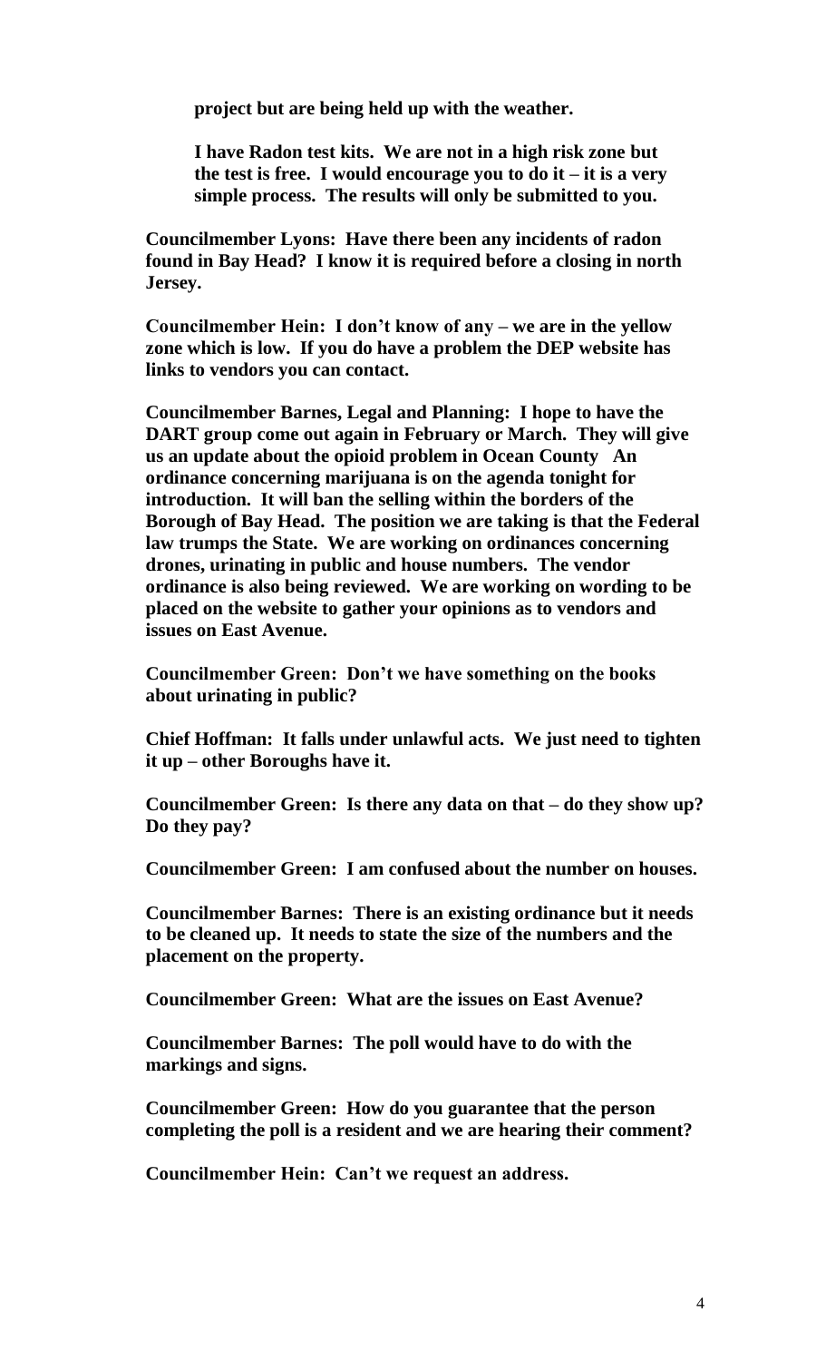**project but are being held up with the weather.**

**I have Radon test kits. We are not in a high risk zone but the test is free. I would encourage you to do it – it is a very simple process. The results will only be submitted to you.**

**Councilmember Lyons: Have there been any incidents of radon found in Bay Head? I know it is required before a closing in north Jersey.**

**Councilmember Hein: I don't know of any – we are in the yellow zone which is low. If you do have a problem the DEP website has links to vendors you can contact.**

**Councilmember Barnes, Legal and Planning: I hope to have the DART group come out again in February or March. They will give us an update about the opioid problem in Ocean County An ordinance concerning marijuana is on the agenda tonight for introduction. It will ban the selling within the borders of the Borough of Bay Head. The position we are taking is that the Federal law trumps the State. We are working on ordinances concerning drones, urinating in public and house numbers. The vendor ordinance is also being reviewed. We are working on wording to be placed on the website to gather your opinions as to vendors and issues on East Avenue.**

**Councilmember Green: Don't we have something on the books about urinating in public?**

**Chief Hoffman: It falls under unlawful acts. We just need to tighten it up – other Boroughs have it.**

**Councilmember Green: Is there any data on that – do they show up? Do they pay?**

**Councilmember Green: I am confused about the number on houses.**

**Councilmember Barnes: There is an existing ordinance but it needs to be cleaned up. It needs to state the size of the numbers and the placement on the property.**

**Councilmember Green: What are the issues on East Avenue?**

**Councilmember Barnes: The poll would have to do with the markings and signs.**

**Councilmember Green: How do you guarantee that the person completing the poll is a resident and we are hearing their comment?**

**Councilmember Hein: Can't we request an address.**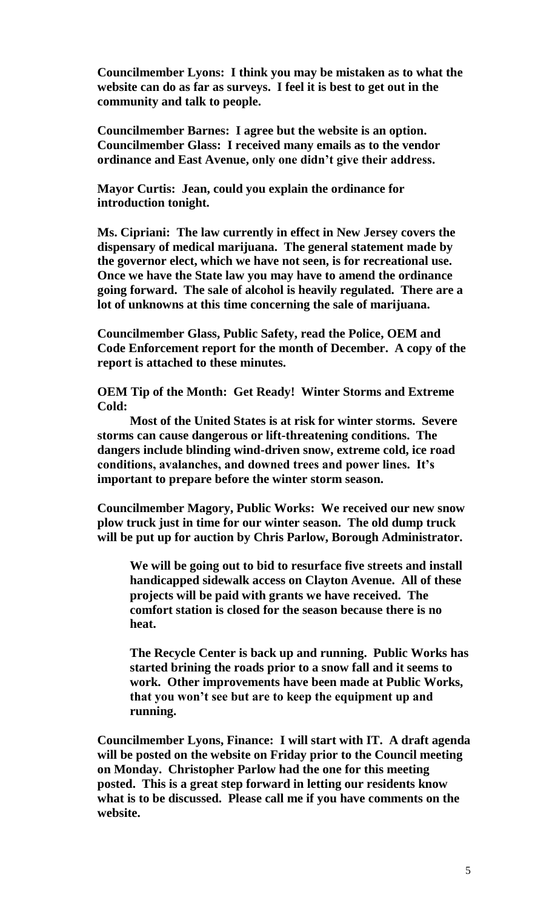**Councilmember Lyons: I think you may be mistaken as to what the website can do as far as surveys. I feel it is best to get out in the community and talk to people.**

**Councilmember Barnes: I agree but the website is an option.**
**Councilmember Glass: I received many emails as to the vendor ordinance and East Avenue, only one didn't give their address.**

**Mayor Curtis: Jean, could you explain the ordinance for introduction tonight.**

**Ms. Cipriani: The law currently in effect in New Jersey covers the dispensary of medical marijuana. The general statement made by the governor elect, which we have not seen, is for recreational use. Once we have the State law you may have to amend the ordinance going forward. The sale of alcohol is heavily regulated. There are a lot of unknowns at this time concerning the sale of marijuana.**

**Councilmember Glass, Public Safety, read the Police, OEM and Code Enforcement report for the month of December. A copy of the report is attached to these minutes.**

**OEM Tip of the Month: Get Ready! Winter Storms and Extreme Cold:**

**Most of the United States is at risk for winter storms. Severe storms can cause dangerous or lift-threatening conditions. The dangers include blinding wind-driven snow, extreme cold, ice road conditions, avalanches, and downed trees and power lines. It's important to prepare before the winter storm season.**

**Councilmember Magory, Public Works: We received our new snow plow truck just in time for our winter season. The old dump truck will be put up for auction by Chris Parlow, Borough Administrator.**

**We will be going out to bid to resurface five streets and install handicapped sidewalk access on Clayton Avenue. All of these projects will be paid with grants we have received. The comfort station is closed for the season because there is no heat.**

**The Recycle Center is back up and running. Public Works has started brining the roads prior to a snow fall and it seems to work. Other improvements have been made at Public Works, that you won't see but are to keep the equipment up and running.**

**Councilmember Lyons, Finance: I will start with IT. A draft agenda will be posted on the website on Friday prior to the Council meeting on Monday. Christopher Parlow had the one for this meeting posted. This is a great step forward in letting our residents know what is to be discussed. Please call me if you have comments on the website.**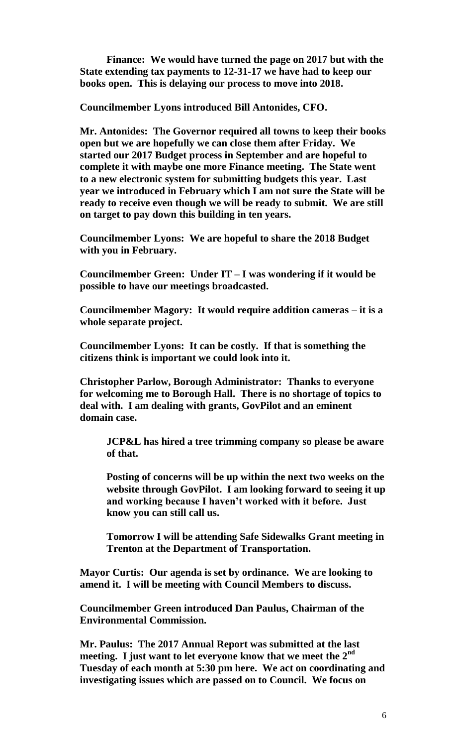**Finance: We would have turned the page on 2017 but with the State extending tax payments to 12-31-17 we have had to keep our books open. This is delaying our process to move into 2018.**

**Councilmember Lyons introduced Bill Antonides, CFO.**

**Mr. Antonides: The Governor required all towns to keep their books open but we are hopefully we can close them after Friday. We started our 2017 Budget process in September and are hopeful to complete it with maybe one more Finance meeting. The State went to a new electronic system for submitting budgets this year. Last year we introduced in February which I am not sure the State will be ready to receive even though we will be ready to submit. We are still on target to pay down this building in ten years.**

**Councilmember Lyons: We are hopeful to share the 2018 Budget with you in February.**

**Councilmember Green: Under IT – I was wondering if it would be possible to have our meetings broadcasted.**

**Councilmember Magory: It would require addition cameras – it is a whole separate project.**

**Councilmember Lyons: It can be costly. If that is something the citizens think is important we could look into it.**

**Christopher Parlow, Borough Administrator: Thanks to everyone for welcoming me to Borough Hall. There is no shortage of topics to deal with. I am dealing with grants, GovPilot and an eminent domain case.**

> **JCP&L has hired a tree trimming company so please be aware of that.**
>
> **Posting of concerns will be up within the next two weeks on the website through GovPilot. I am looking forward to seeing it up and working because I haven't worked with it before. Just know you can still call us.**
>
> **Tomorrow I will be attending Safe Sidewalks Grant meeting in Trenton at the Department of Transportation.**

**Mayor Curtis: Our agenda is set by ordinance. We are looking to amend it. I will be meeting with Council Members to discuss.**

**Councilmember Green introduced Dan Paulus, Chairman of the Environmental Commission.**

**Mr. Paulus: The 2017 Annual Report was submitted at the last meeting. I just want to let everyone know that we meet the 2nd Tuesday of each month at 5:30 pm here. We act on coordinating and investigating issues which are passed on to Council. We focus on**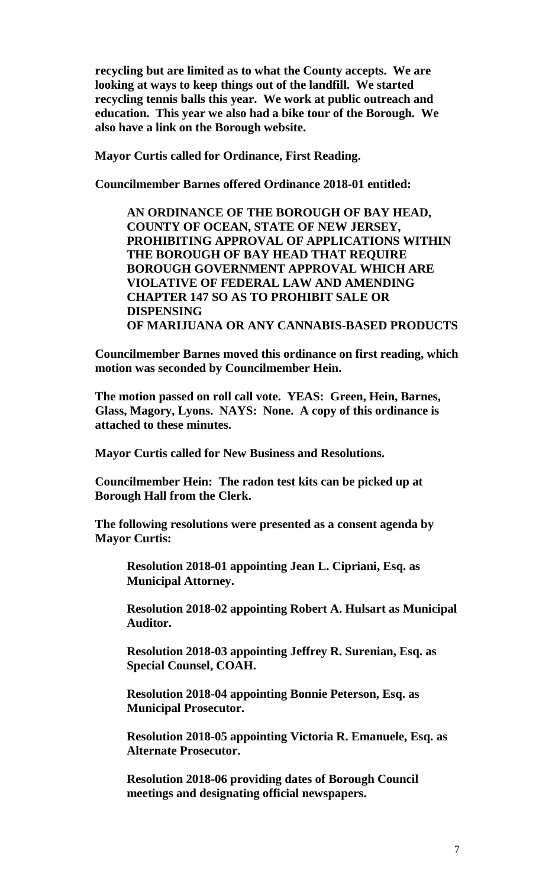**recycling but are limited as to what the County accepts. We are looking at ways to keep things out of the landfill. We started recycling tennis balls this year. We work at public outreach and education. This year we also had a bike tour of the Borough. We also have a link on the Borough website.**

**Mayor Curtis called for Ordinance, First Reading.**

**Councilmember Barnes offered Ordinance 2018-01 entitled:**

> **AN ORDINANCE OF THE BOROUGH OF BAY HEAD, COUNTY OF OCEAN, STATE OF NEW JERSEY, PROHIBITING APPROVAL OF APPLICATIONS WITHIN THE BOROUGH OF BAY HEAD THAT REQUIRE BOROUGH GOVERNMENT APPROVAL WHICH ARE VIOLATIVE OF FEDERAL LAW AND AMENDING CHAPTER 147 SO AS TO PROHIBIT SALE OR DISPENSING OF MARIJUANA OR ANY CANNABIS-BASED PRODUCTS**

**Councilmember Barnes moved this ordinance on first reading, which motion was seconded by Councilmember Hein.**

**The motion passed on roll call vote. YEAS: Green, Hein, Barnes, Glass, Magory, Lyons. NAYS: None. A copy of this ordinance is attached to these minutes.**

**Mayor Curtis called for New Business and Resolutions.**

**Councilmember Hein: The radon test kits can be picked up at Borough Hall from the Clerk.**

**The following resolutions were presented as a consent agenda by Mayor Curtis:**

> **Resolution 2018-01 appointing Jean L. Cipriani, Esq. as Municipal Attorney.**
>
> **Resolution 2018-02 appointing Robert A. Hulsart as Municipal Auditor.**
>
> **Resolution 2018-03 appointing Jeffrey R. Surenian, Esq. as Special Counsel, COAH.**
>
> **Resolution 2018-04 appointing Bonnie Peterson, Esq. as Municipal Prosecutor.**
>
> **Resolution 2018-05 appointing Victoria R. Emanuele, Esq. as Alternate Prosecutor.**
>
> **Resolution 2018-06 providing dates of Borough Council meetings and designating official newspapers.**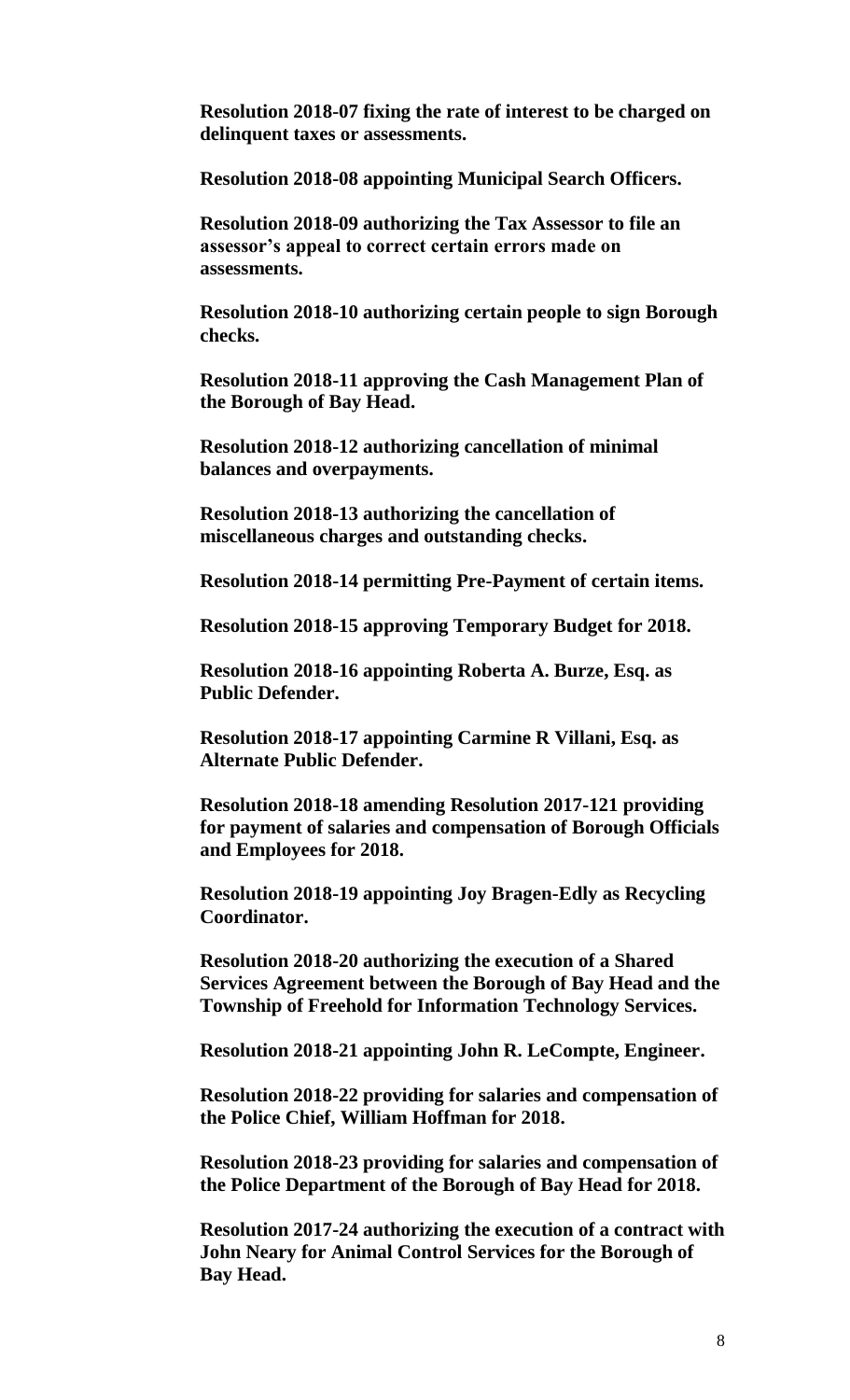**Resolution 2018-07 fixing the rate of interest to be charged on delinquent taxes or assessments.**

**Resolution 2018-08 appointing Municipal Search Officers.**

**Resolution 2018-09 authorizing the Tax Assessor to file an assessor's appeal to correct certain errors made on assessments.**

**Resolution 2018-10 authorizing certain people to sign Borough checks.**

**Resolution 2018-11 approving the Cash Management Plan of the Borough of Bay Head.**

**Resolution 2018-12 authorizing cancellation of minimal balances and overpayments.**

**Resolution 2018-13 authorizing the cancellation of miscellaneous charges and outstanding checks.**

**Resolution 2018-14 permitting Pre-Payment of certain items.**

**Resolution 2018-15 approving Temporary Budget for 2018.**

**Resolution 2018-16 appointing Roberta A. Burze, Esq. as Public Defender.**

**Resolution 2018-17 appointing Carmine R Villani, Esq. as Alternate Public Defender.**

**Resolution 2018-18 amending Resolution 2017-121 providing for payment of salaries and compensation of Borough Officials and Employees for 2018.**

**Resolution 2018-19 appointing Joy Bragen-Edly as Recycling Coordinator.**

**Resolution 2018-20 authorizing the execution of a Shared Services Agreement between the Borough of Bay Head and the Township of Freehold for Information Technology Services.**

**Resolution 2018-21 appointing John R. LeCompte, Engineer.**

**Resolution 2018-22 providing for salaries and compensation of the Police Chief, William Hoffman for 2018.**

**Resolution 2018-23 providing for salaries and compensation of the Police Department of the Borough of Bay Head for 2018.**

**Resolution 2017-24 authorizing the execution of a contract with John Neary for Animal Control Services for the Borough of Bay Head.**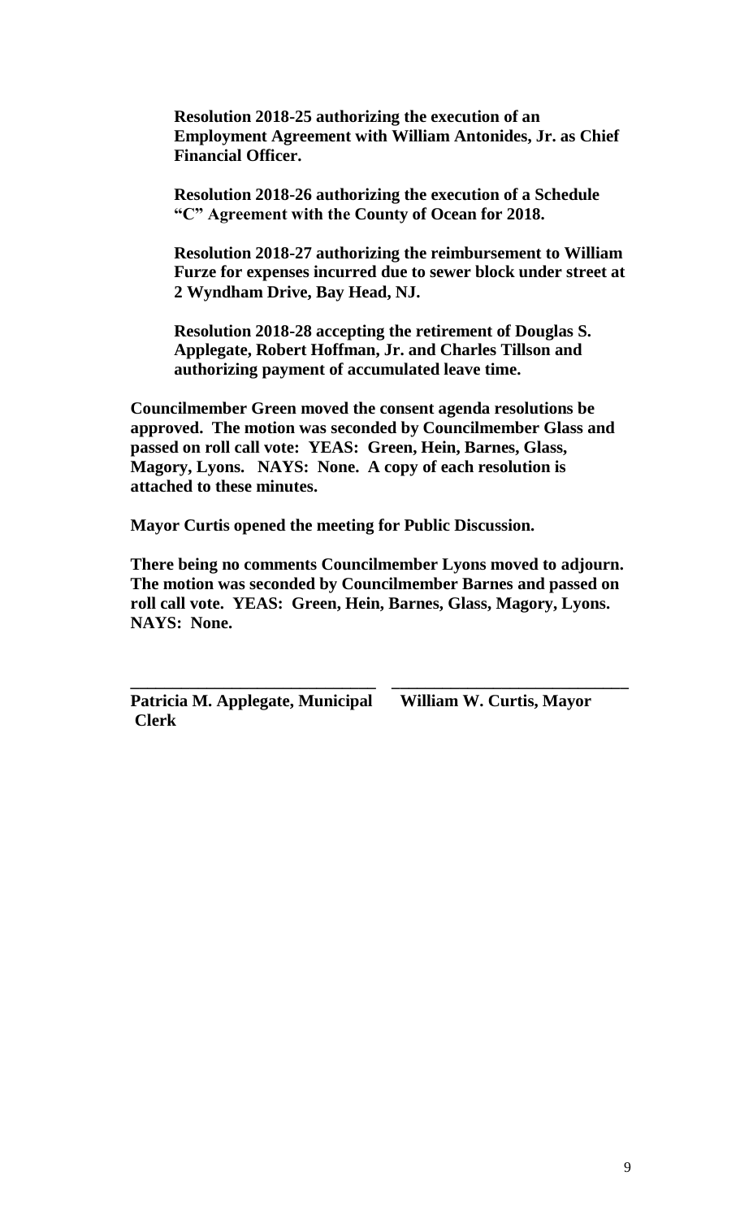**Resolution 2018-25 authorizing the execution of an Employment Agreement with William Antonides, Jr. as Chief Financial Officer.**

**Resolution 2018-26 authorizing the execution of a Schedule "C" Agreement with the County of Ocean for 2018.**

**Resolution 2018-27 authorizing the reimbursement to William Furze for expenses incurred due to sewer block under street at 2 Wyndham Drive, Bay Head, NJ.**

**Resolution 2018-28 accepting the retirement of Douglas S. Applegate, Robert Hoffman, Jr. and Charles Tillson and authorizing payment of accumulated leave time.**

**Councilmember Green moved the consent agenda resolutions be approved. The motion was seconded by Councilmember Glass and passed on roll call vote: YEAS: Green, Hein, Barnes, Glass, Magory, Lyons. NAYS: None. A copy of each resolution is attached to these minutes.**

**Mayor Curtis opened the meeting for Public Discussion.**

**There being no comments Councilmember Lyons moved to adjourn. The motion was seconded by Councilmember Barnes and passed on roll call vote. YEAS: Green, Hein, Barnes, Glass, Magory, Lyons. NAYS: None.**

| | |
|---|---|
| ______________________________ | ______________________________ |
| **Patricia M. Applegate, Municipal Clerk** | **William W. Curtis, Mayor** |